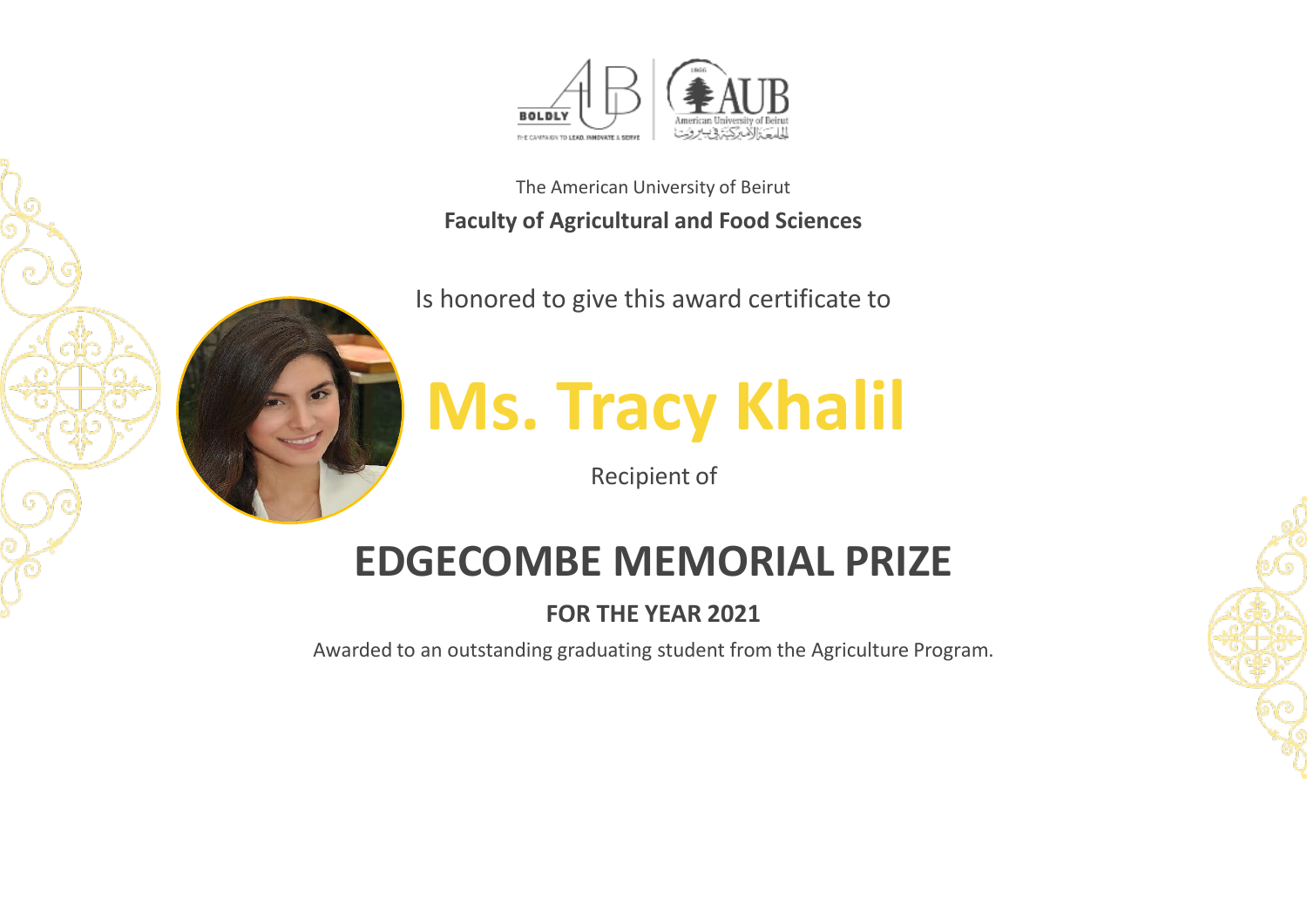The American University of Beirut

**Faculty of Agricultural and Food Sciences**

Is honored to give this award certificate to

# Ms. Tracy Khalil

Recipient of

## EDGECOMBE MEMORIAL PRIZE

**FOR THE YEAR 2021**

Awarded to an outstanding graduating student from the Agriculture Program.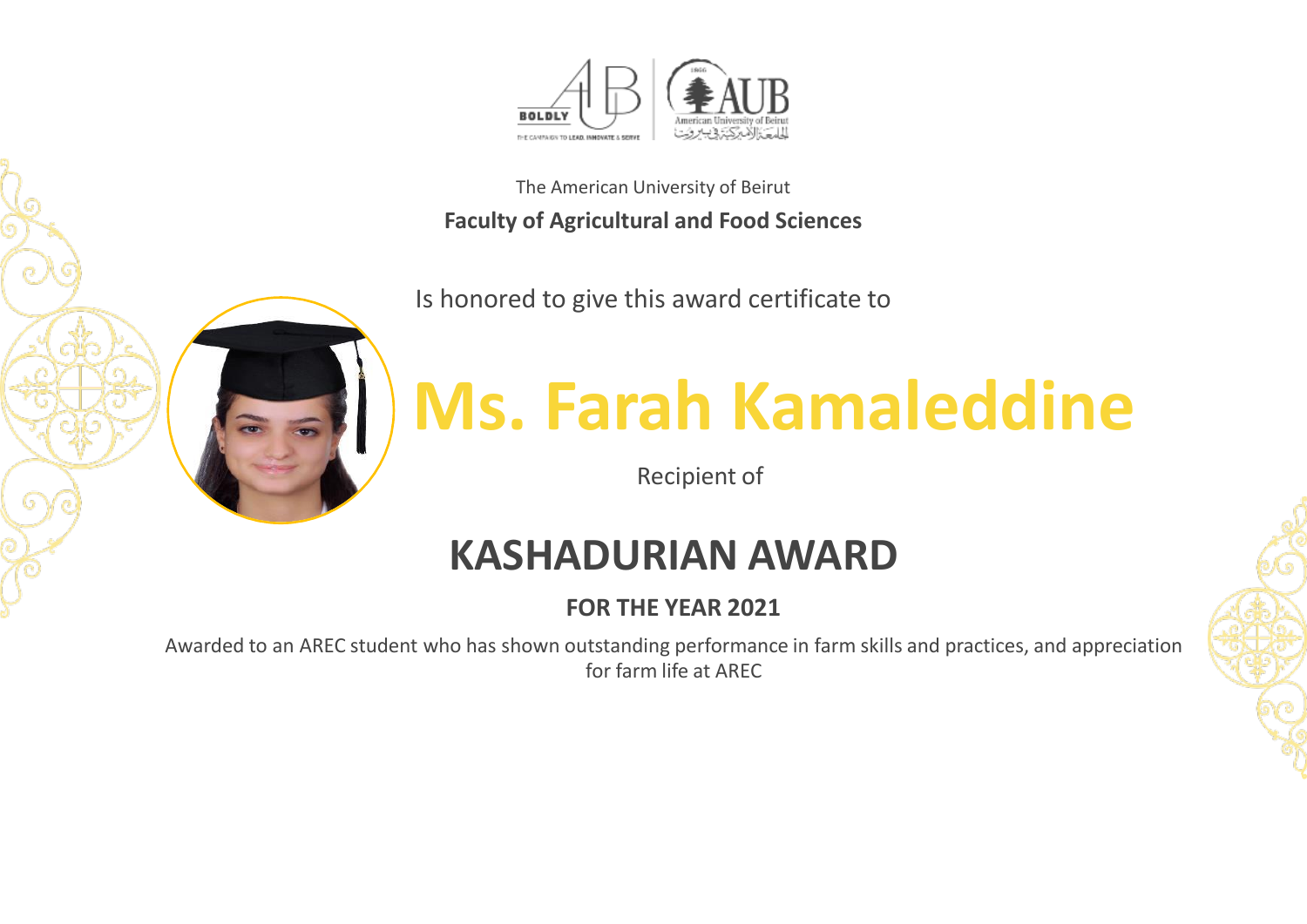The American University of Beirut

**Faculty of Agricultural and Food Sciences**

Is honored to give this award certificate to

# Ms. Farah Kamaleddine

Recipient of

## KASHADURIAN AWARD

**FOR THE YEAR 2021**

Awarded to an AREC student who has shown outstanding performance in farm skills and practices, and appreciation for farm life at AREC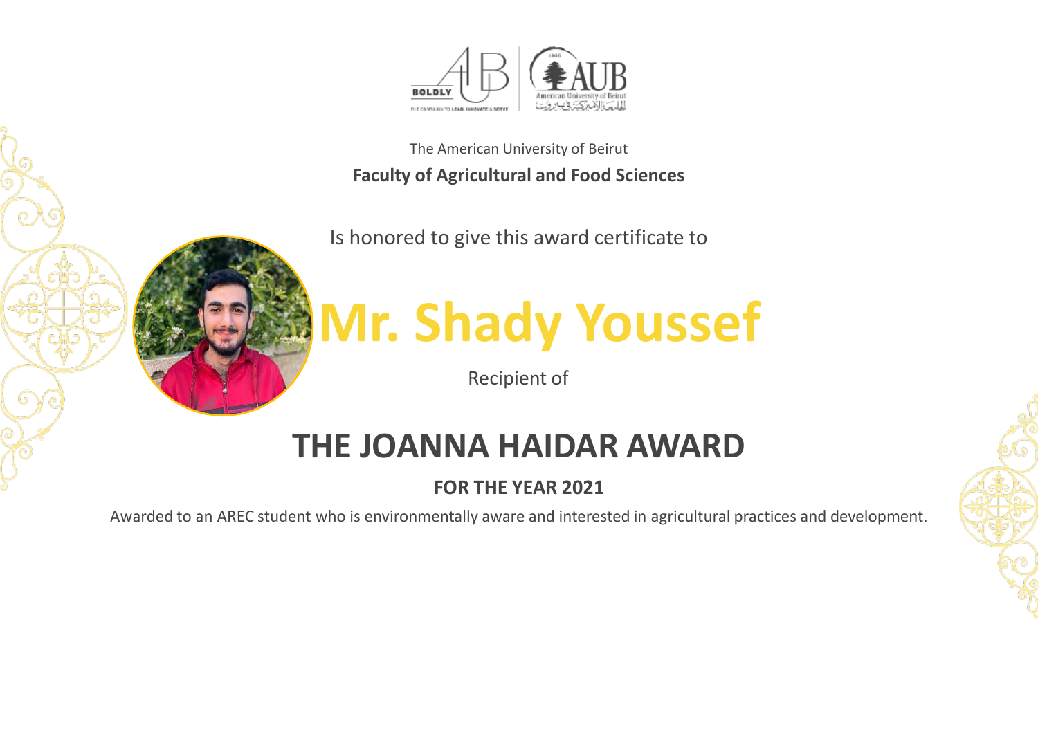The American University of Beirut

**Faculty of Agricultural and Food Sciences**

Is honored to give this award certificate to

# Mr. Shady Youssef

Recipient of

## THE JOANNA HAIDAR AWARD

**FOR THE YEAR 2021**

Awarded to an AREC student who is environmentally aware and interested in agricultural practices and development.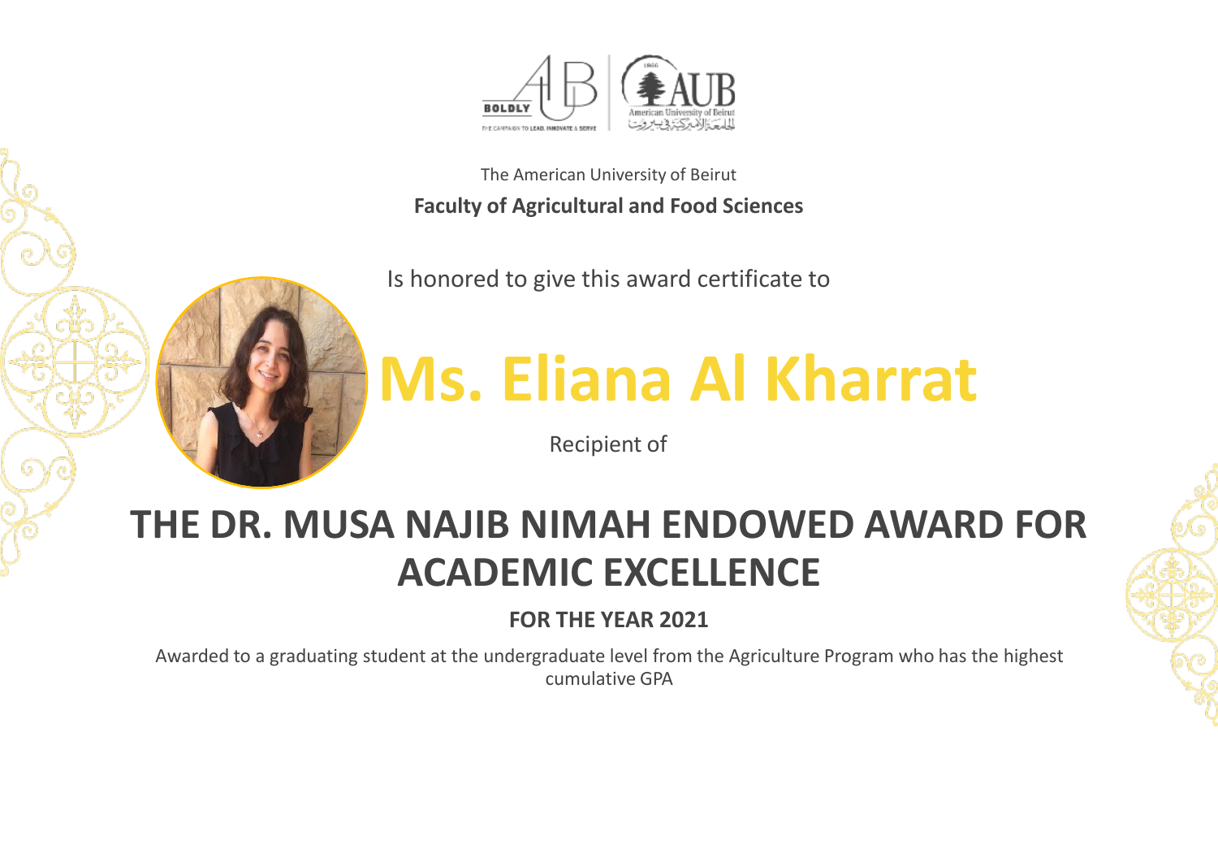The American University of Beirut

**Faculty of Agricultural and Food Sciences**

Is honored to give this award certificate to

# Ms. Eliana Al Kharrat

Recipient of

## THE DR. MUSA NAJIB NIMAH ENDOWED AWARD FOR ACADEMIC EXCELLENCE

**FOR THE YEAR 2021**

Awarded to a graduating student at the undergraduate level from the Agriculture Program who has the highest cumulative GPA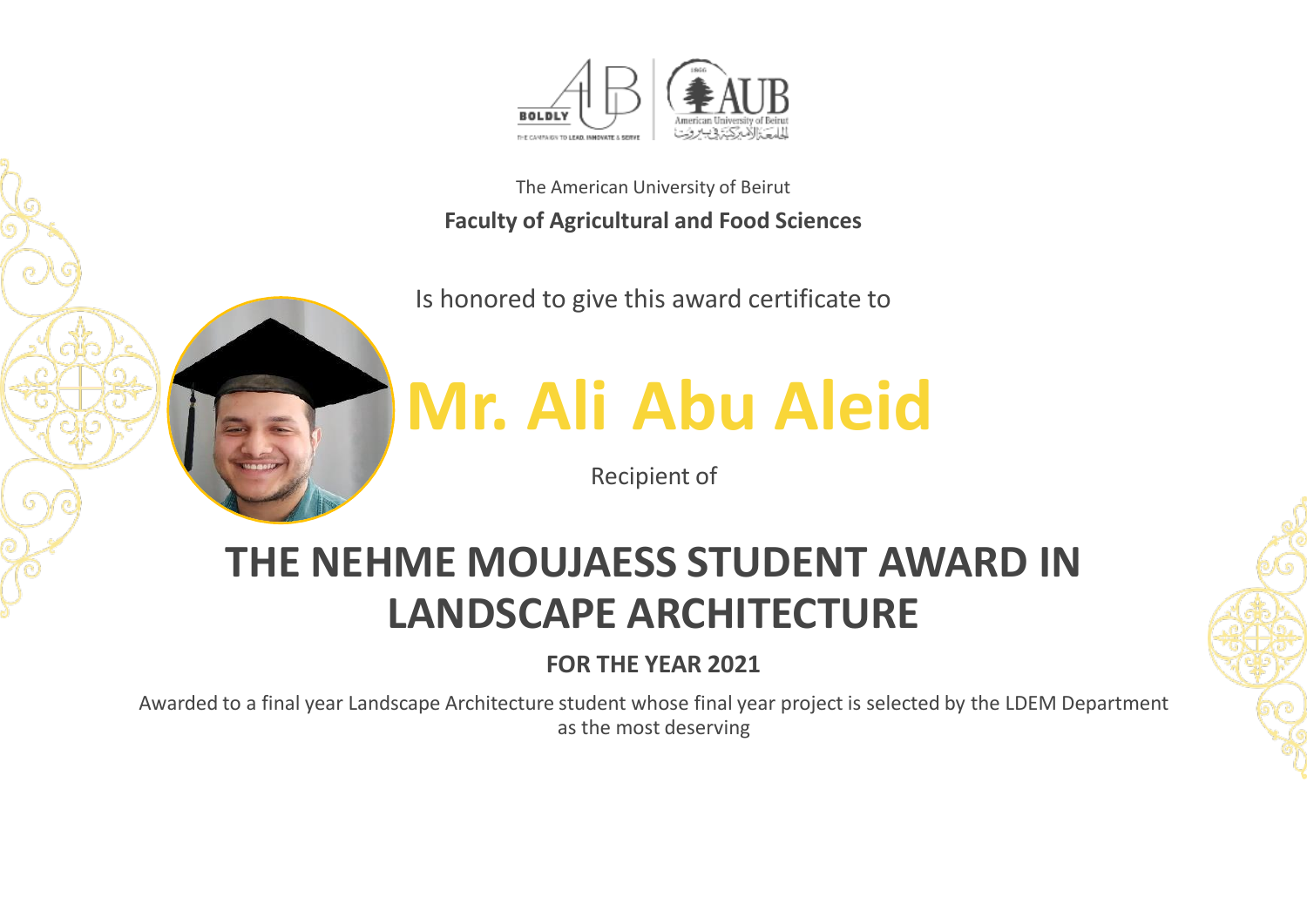The American University of Beirut

**Faculty of Agricultural and Food Sciences**

Is honored to give this award certificate to

# Mr. Ali Abu Aleid

Recipient of

## THE NEHME MOUJAESS STUDENT AWARD IN LANDSCAPE ARCHITECTURE

**FOR THE YEAR 2021**

Awarded to a final year Landscape Architecture student whose final year project is selected by the LDEM Department as the most deserving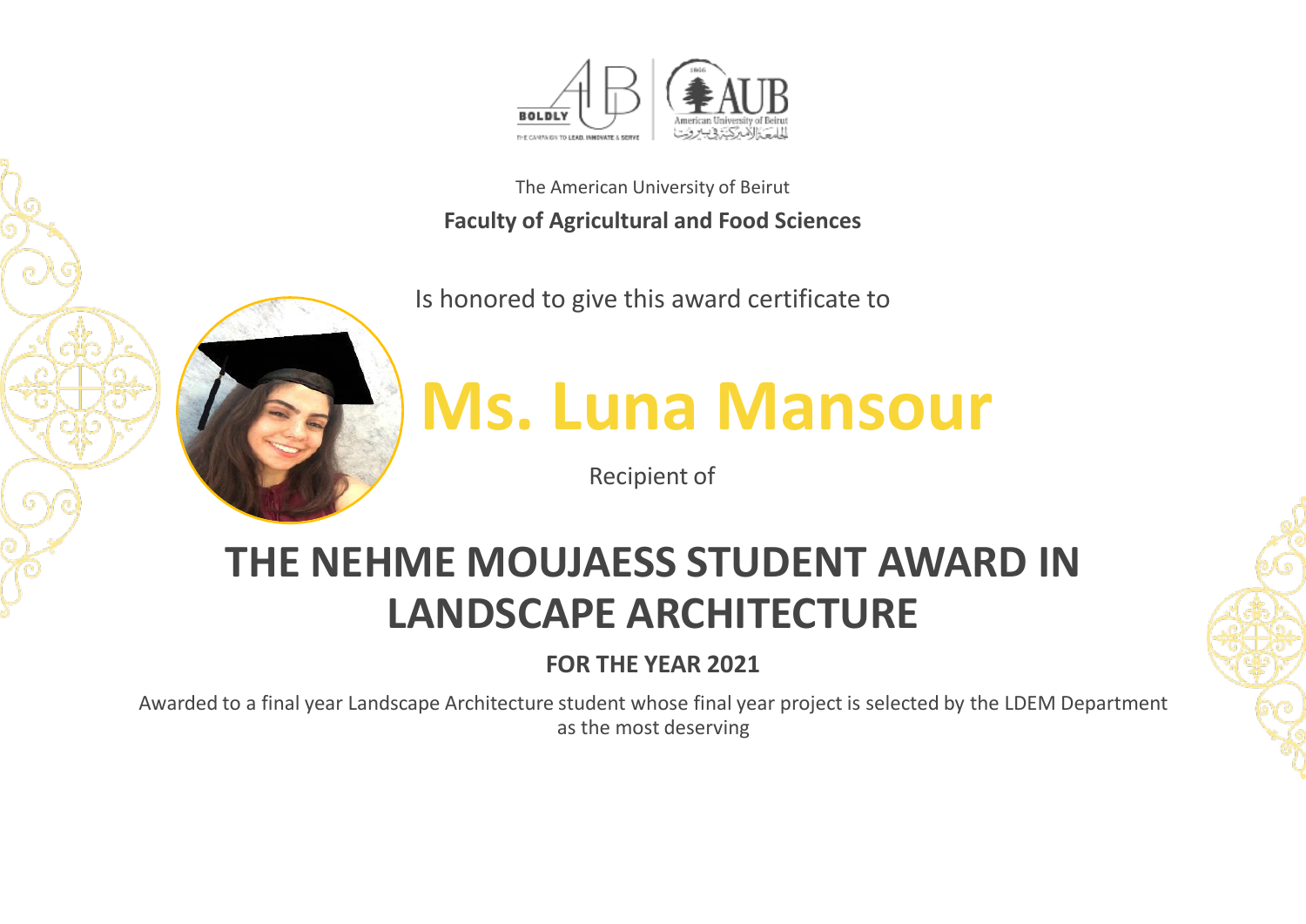The American University of Beirut

**Faculty of Agricultural and Food Sciences**

Is honored to give this award certificate to

# Ms. Luna Mansour

Recipient of

## THE NEHME MOUJAESS STUDENT AWARD IN LANDSCAPE ARCHITECTURE

**FOR THE YEAR 2021**

Awarded to a final year Landscape Architecture student whose final year project is selected by the LDEM Department as the most deserving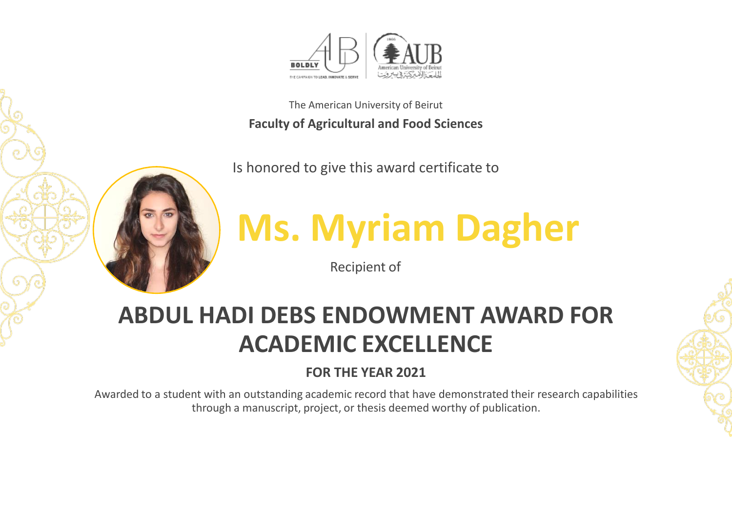The American University of Beirut

**Faculty of Agricultural and Food Sciences**

Is honored to give this award certificate to

# Ms. Myriam Dagher

Recipient of

## ABDUL HADI DEBS ENDOWMENT AWARD FOR ACADEMIC EXCELLENCE

**FOR THE YEAR 2021**

Awarded to a student with an outstanding academic record that have demonstrated their research capabilities through a manuscript, project, or thesis deemed worthy of publication.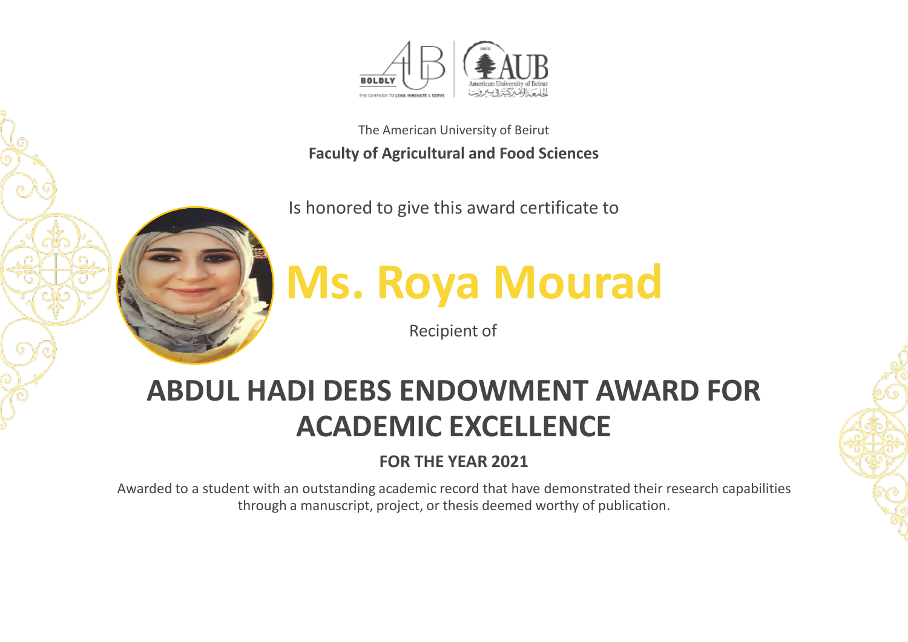The American University of Beirut

**Faculty of Agricultural and Food Sciences**

Is honored to give this award certificate to

# Ms. Roya Mourad

Recipient of

## ABDUL HADI DEBS ENDOWMENT AWARD FOR ACADEMIC EXCELLENCE

**FOR THE YEAR 2021**

Awarded to a student with an outstanding academic record that have demonstrated their research capabilities through a manuscript, project, or thesis deemed worthy of publication.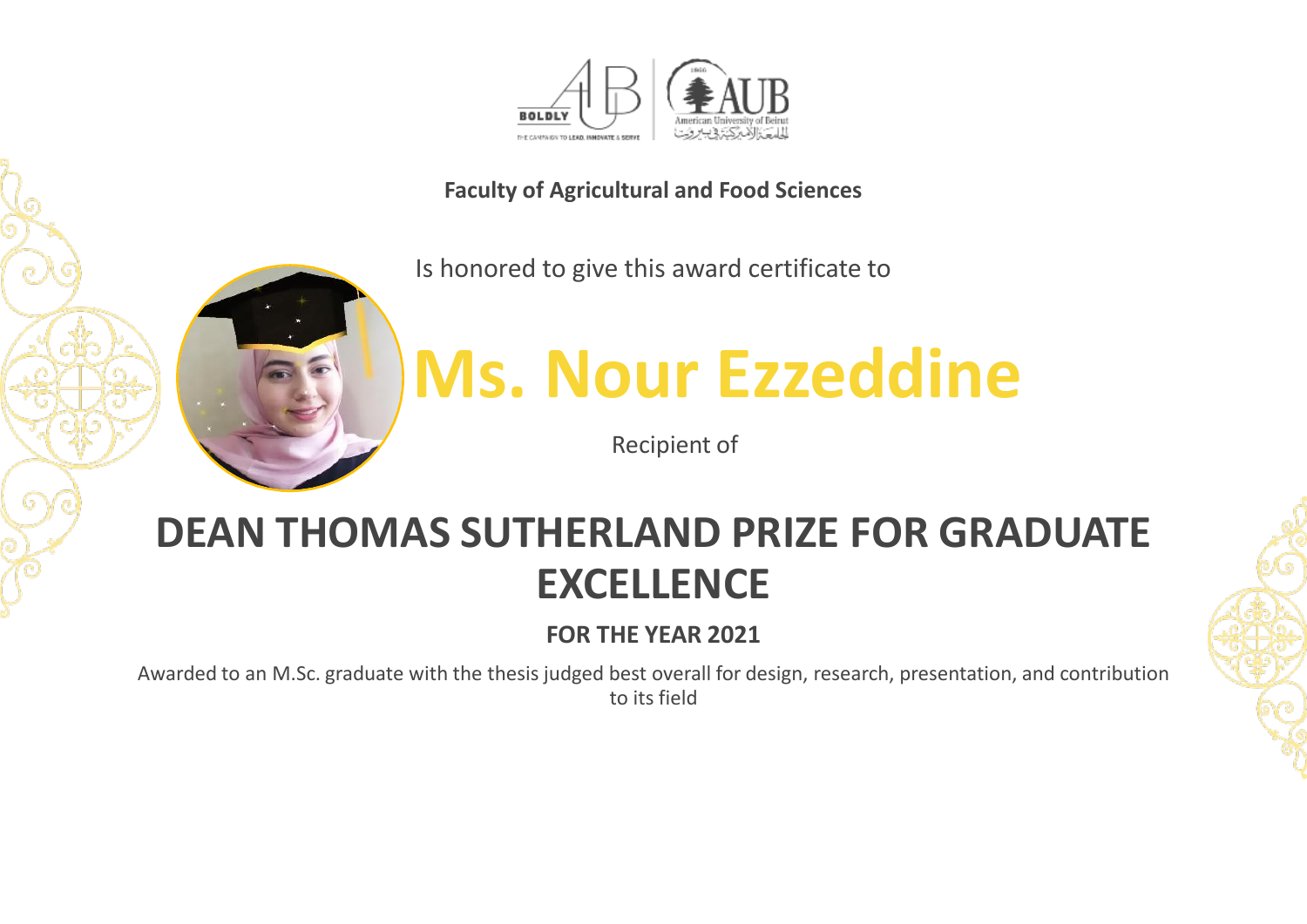Faculty of Agricultural and Food Sciences

Is honored to give this award certificate to

# Ms. Nour Ezzeddine

Recipient of

## DEAN THOMAS SUTHERLAND PRIZE FOR GRADUATE EXCELLENCE

**FOR THE YEAR 2021**

Awarded to an M.Sc. graduate with the thesis judged best overall for design, research, presentation, and contribution to its field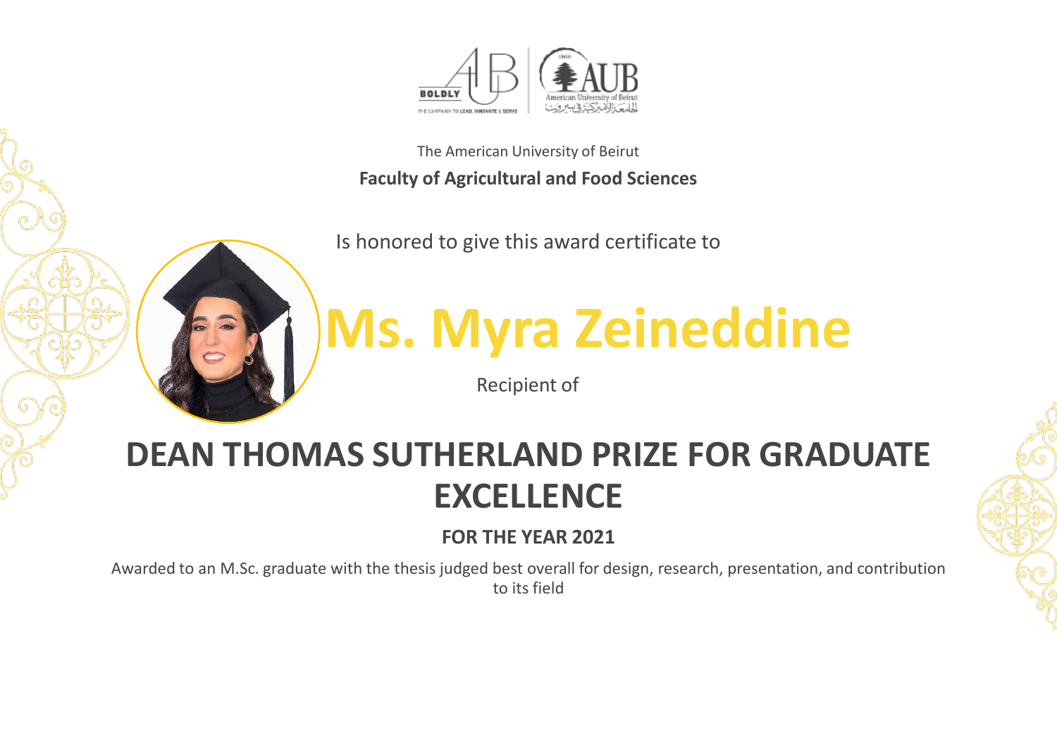The American University of Beirut

**Faculty of Agricultural and Food Sciences**

Is honored to give this award certificate to

# Ms. Myra Zeineddine

Recipient of

## DEAN THOMAS SUTHERLAND PRIZE FOR GRADUATE EXCELLENCE

**FOR THE YEAR 2021**

Awarded to an M.Sc. graduate with the thesis judged best overall for design, research, presentation, and contribution to its field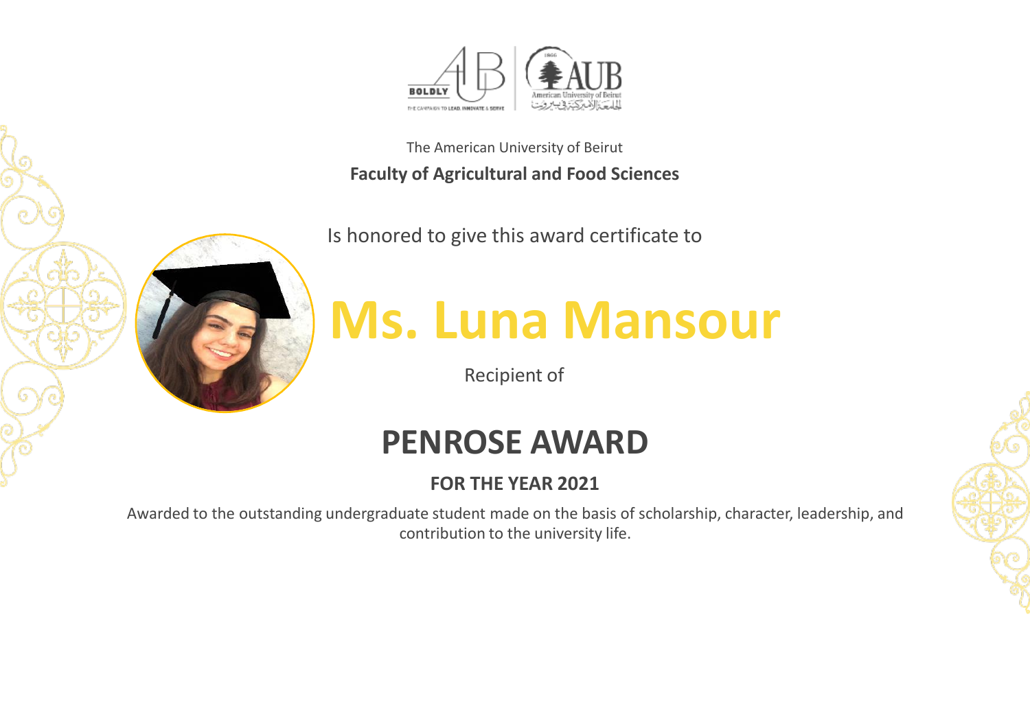The American University of Beirut

**Faculty of Agricultural and Food Sciences**

Is honored to give this award certificate to

# Ms. Luna Mansour

Recipient of

## PENROSE AWARD

**FOR THE YEAR 2021**

Awarded to the outstanding undergraduate student made on the basis of scholarship, character, leadership, and contribution to the university life.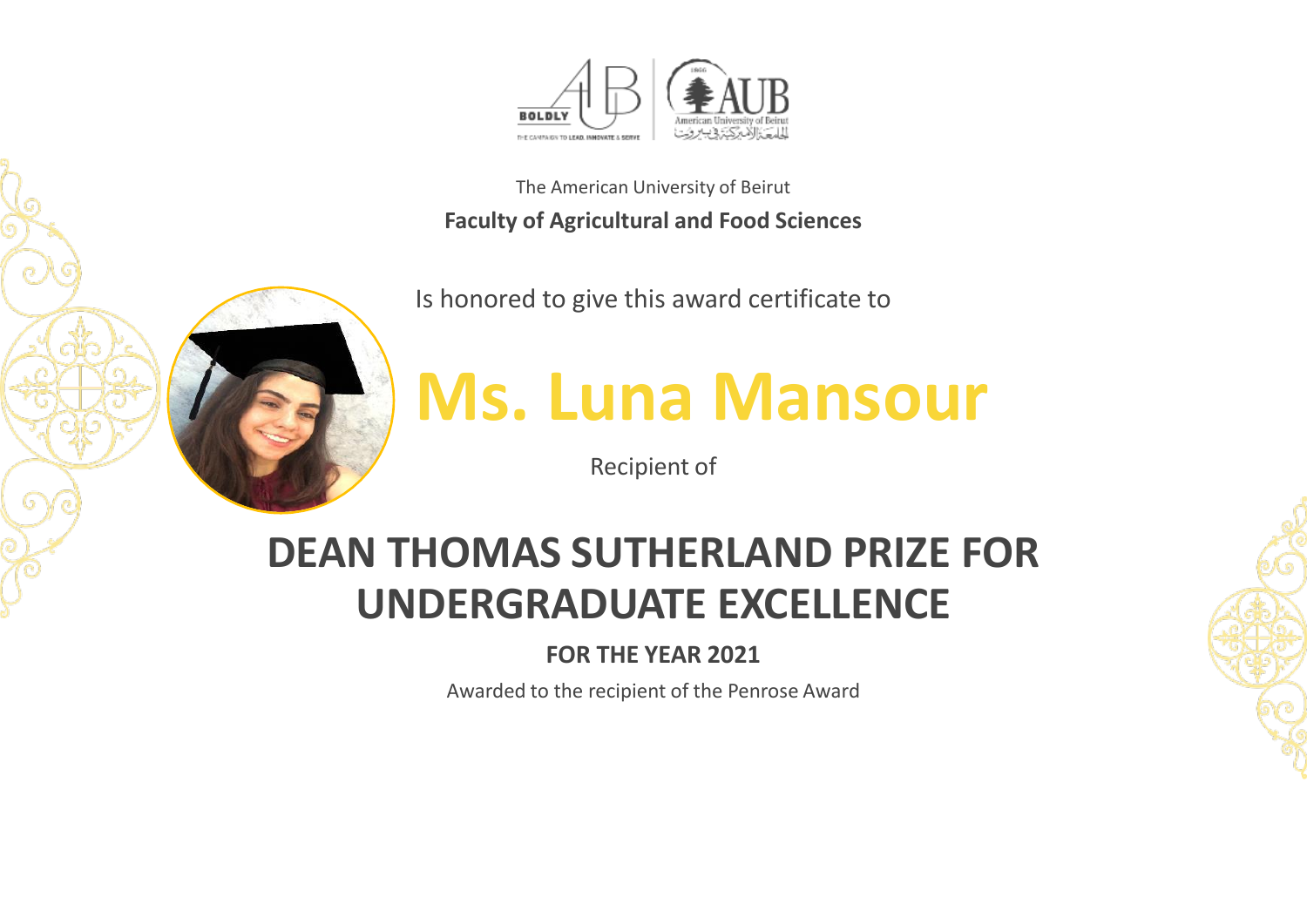The American University of Beirut

**Faculty of Agricultural and Food Sciences**

Is honored to give this award certificate to

# Ms. Luna Mansour

Recipient of

## DEAN THOMAS SUTHERLAND PRIZE FOR UNDERGRADUATE EXCELLENCE

**FOR THE YEAR 2021**

Awarded to the recipient of the Penrose Award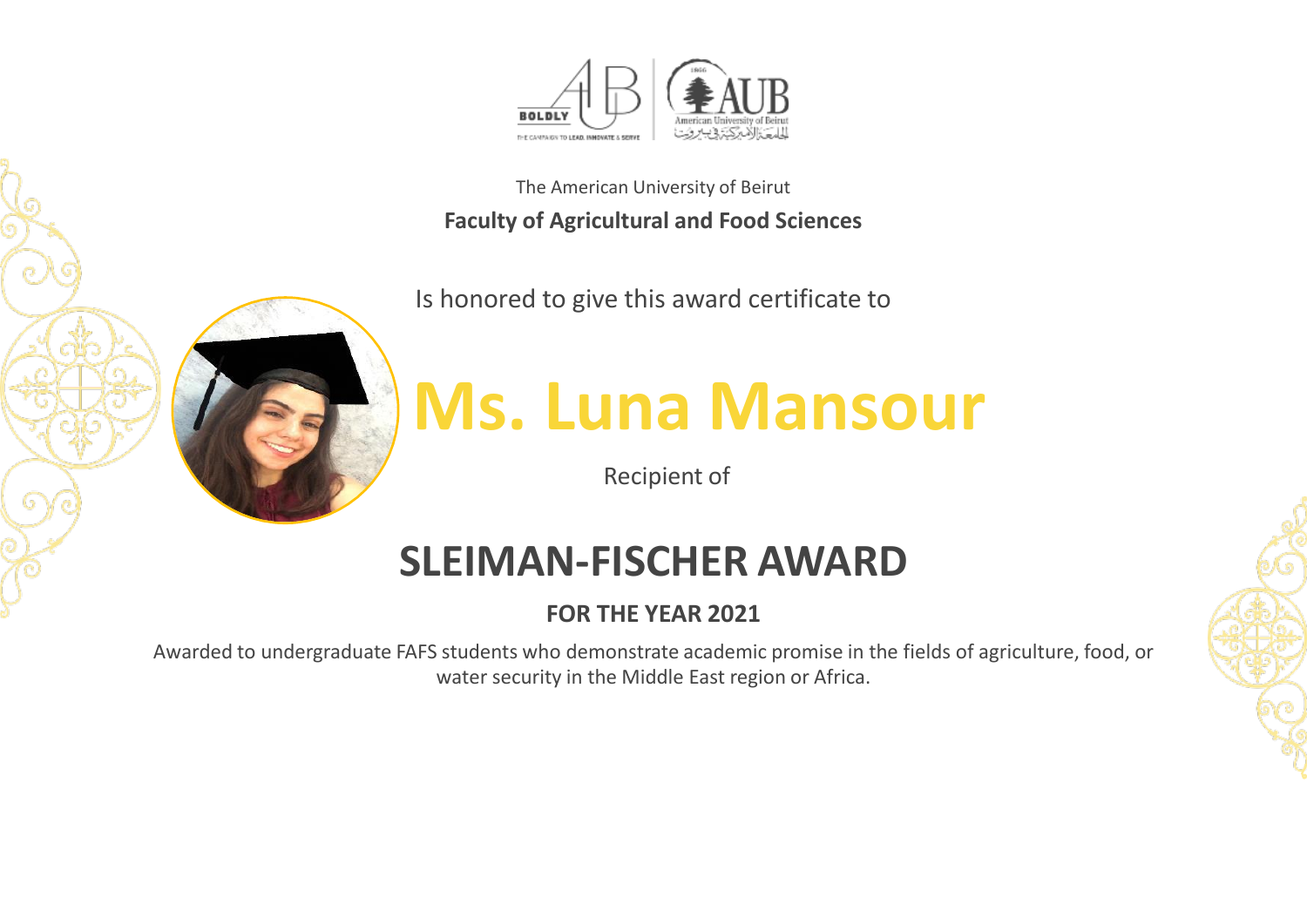The American University of Beirut

**Faculty of Agricultural and Food Sciences**

Is honored to give this award certificate to

# Ms. Luna Mansour

Recipient of

## SLEIMAN-FISCHER AWARD

**FOR THE YEAR 2021**

Awarded to undergraduate FAFS students who demonstrate academic promise in the fields of agriculture, food, or water security in the Middle East region or Africa.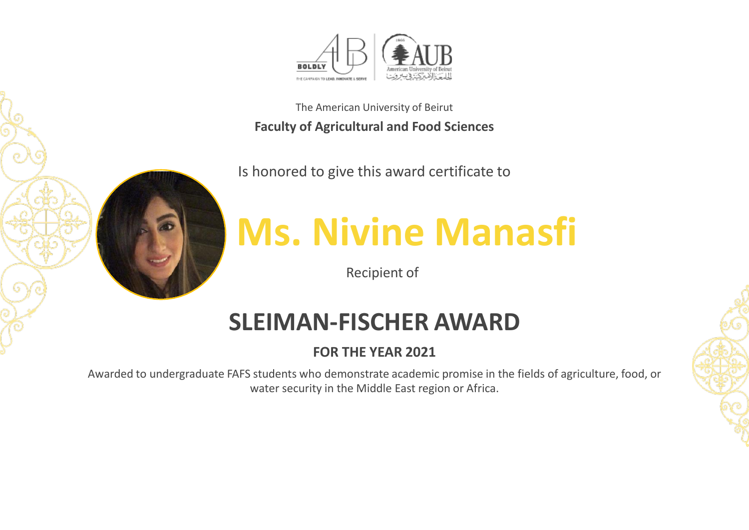The American University of Beirut

**Faculty of Agricultural and Food Sciences**

Is honored to give this award certificate to

# Ms. Nivine Manasfi

Recipient of

## SLEIMAN-FISCHER AWARD

**FOR THE YEAR 2021**

Awarded to undergraduate FAFS students who demonstrate academic promise in the fields of agriculture, food, or water security in the Middle East region or Africa.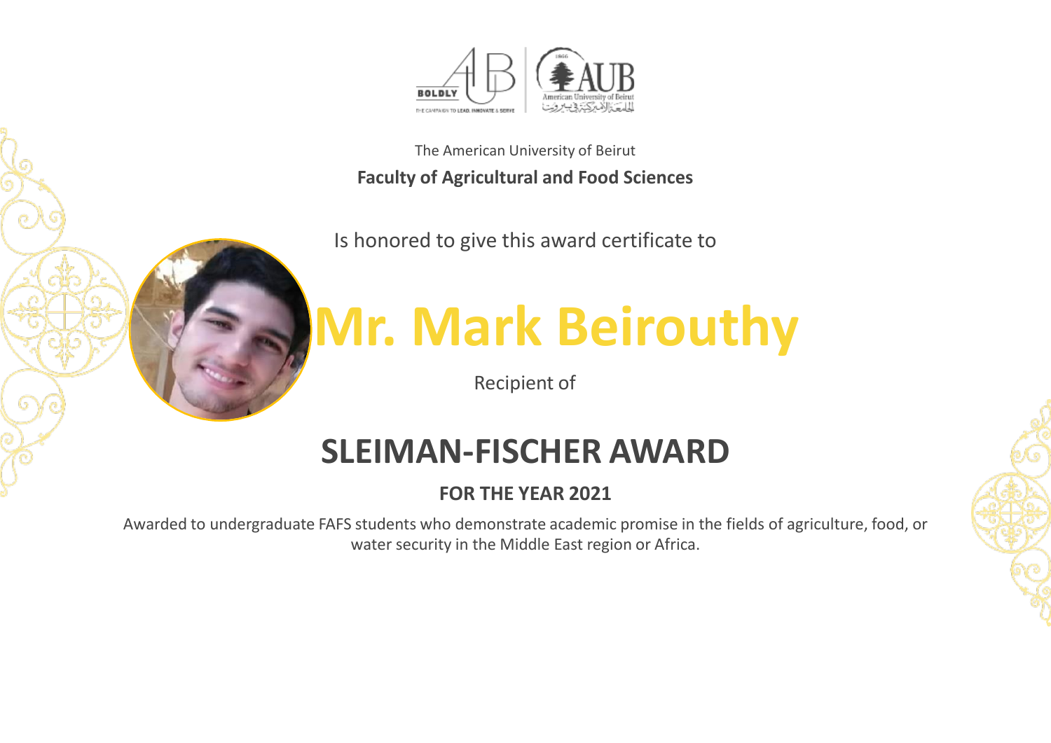The American University of Beirut

**Faculty of Agricultural and Food Sciences**

Is honored to give this award certificate to

# Mr. Mark Beirouthy

Recipient of

## SLEIMAN-FISCHER AWARD

**FOR THE YEAR 2021**

Awarded to undergraduate FAFS students who demonstrate academic promise in the fields of agriculture, food, or water security in the Middle East region or Africa.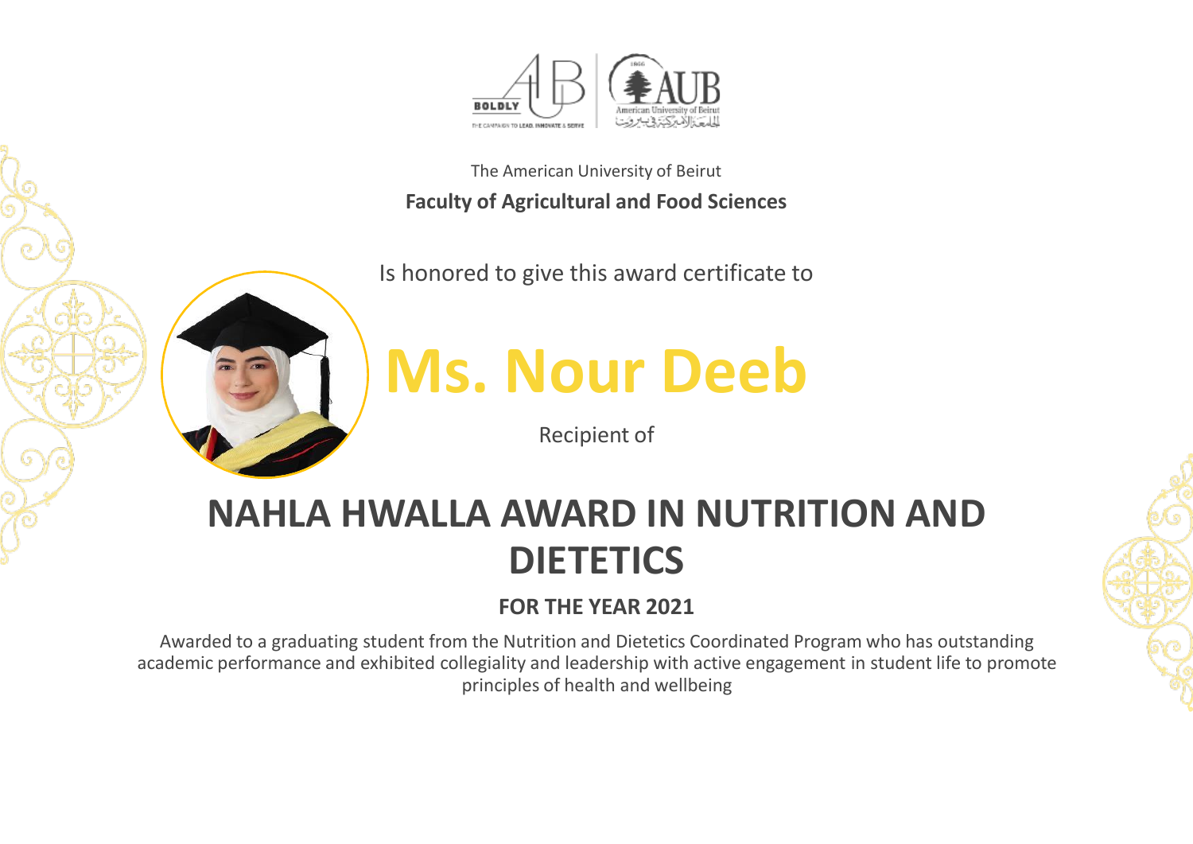The American University of Beirut

**Faculty of Agricultural and Food Sciences**

Is honored to give this award certificate to

# Ms. Nour Deeb

Recipient of

## NAHLA HWALLA AWARD IN NUTRITION AND DIETETICS

**FOR THE YEAR 2021**

Awarded to a graduating student from the Nutrition and Dietetics Coordinated Program who has outstanding academic performance and exhibited collegiality and leadership with active engagement in student life to promote principles of health and wellbeing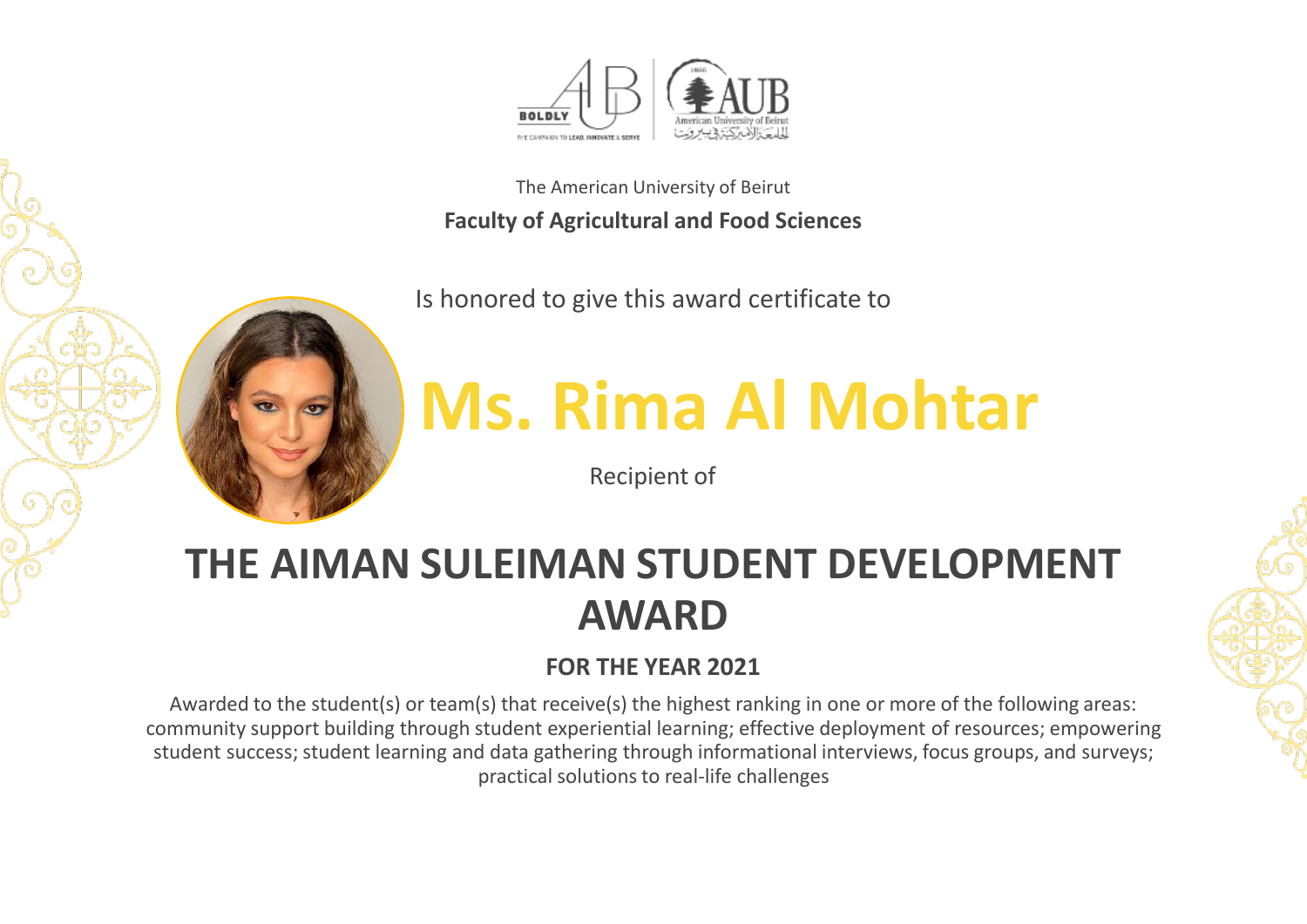The American University of Beirut

**Faculty of Agricultural and Food Sciences**

Is honored to give this award certificate to

# Ms. Rima Al Mohtar

Recipient of

## THE AIMAN SULEIMAN STUDENT DEVELOPMENT AWARD

**FOR THE YEAR 2021**

Awarded to the student(s) or team(s) that receive(s) the highest ranking in one or more of the following areas: community support building through student experiential learning; effective deployment of resources; empowering student success; student learning and data gathering through informational interviews, focus groups, and surveys; practical solutions to real-life challenges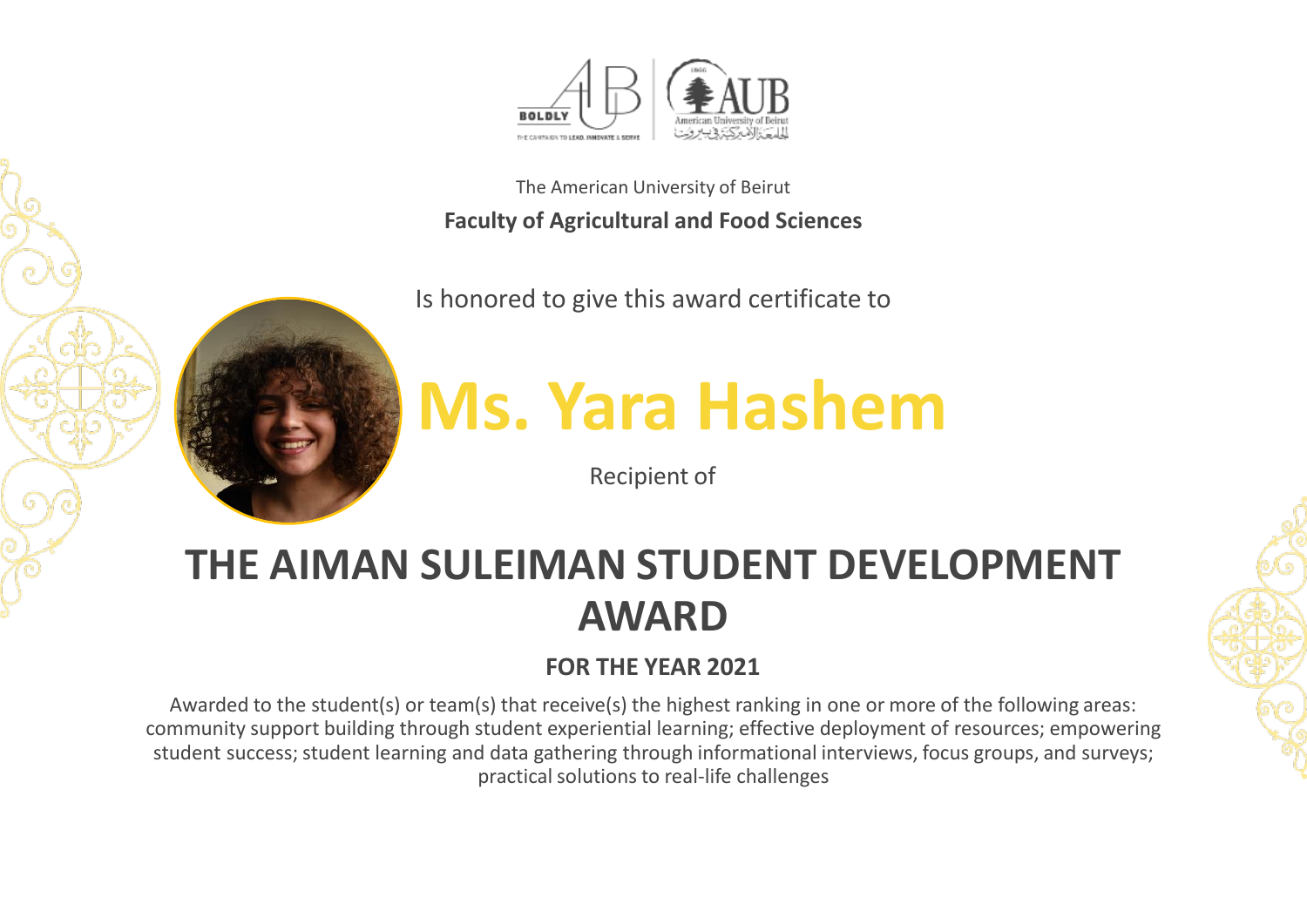The American University of Beirut

**Faculty of Agricultural and Food Sciences**

Is honored to give this award certificate to

# Ms. Yara Hashem

Recipient of

## THE AIMAN SULEIMAN STUDENT DEVELOPMENT AWARD

**FOR THE YEAR 2021**

Awarded to the student(s) or team(s) that receive(s) the highest ranking in one or more of the following areas: community support building through student experiential learning; effective deployment of resources; empowering student success; student learning and data gathering through informational interviews, focus groups, and surveys; practical solutions to real-life challenges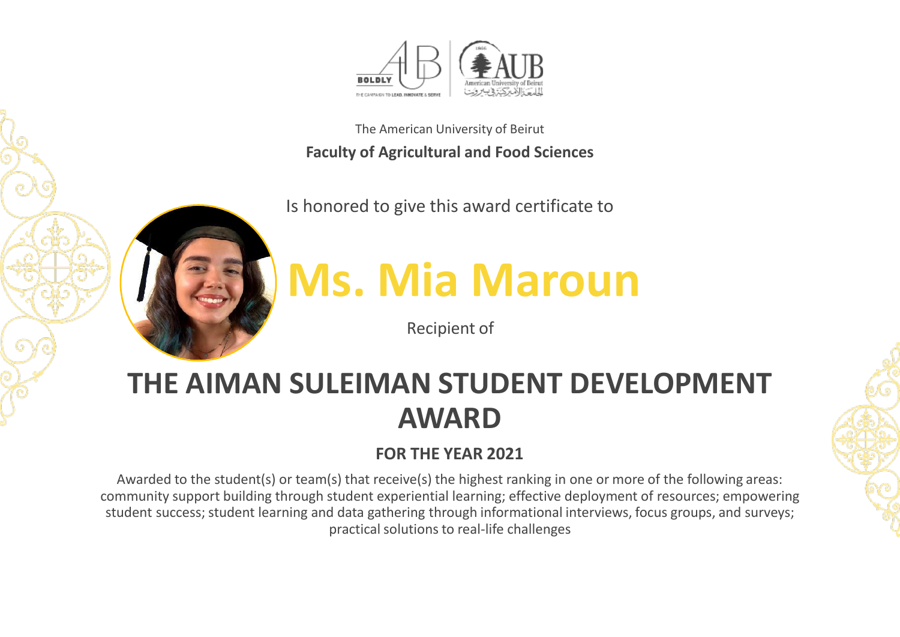The American University of Beirut

**Faculty of Agricultural and Food Sciences**

Is honored to give this award certificate to

# Ms. Mia Maroun

Recipient of

## THE AIMAN SULEIMAN STUDENT DEVELOPMENT AWARD

**FOR THE YEAR 2021**

Awarded to the student(s) or team(s) that receive(s) the highest ranking in one or more of the following areas: community support building through student experiential learning; effective deployment of resources; empowering student success; student learning and data gathering through informational interviews, focus groups, and surveys; practical solutions to real-life challenges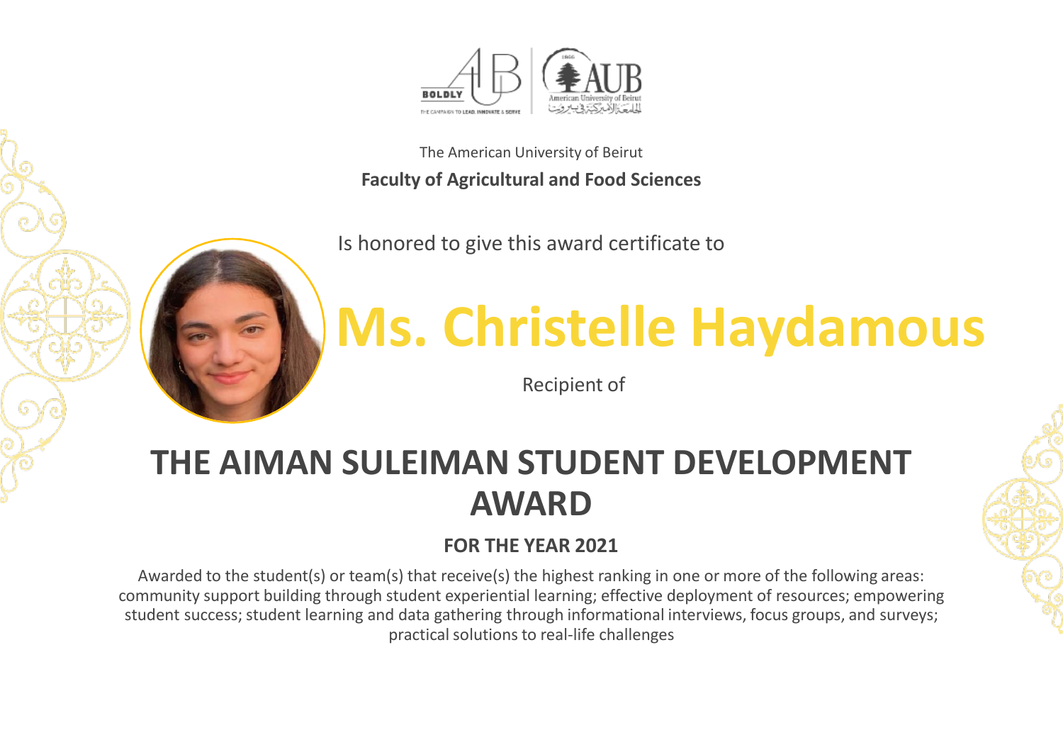The American University of Beirut

**Faculty of Agricultural and Food Sciences**

Is honored to give this award certificate to

# Ms. Christelle Haydamous

Recipient of

## THE AIMAN SULEIMAN STUDENT DEVELOPMENT AWARD

**FOR THE YEAR 2021**

Awarded to the student(s) or team(s) that receive(s) the highest ranking in one or more of the following areas: community support building through student experiential learning; effective deployment of resources; empowering student success; student learning and data gathering through informational interviews, focus groups, and surveys; practical solutions to real-life challenges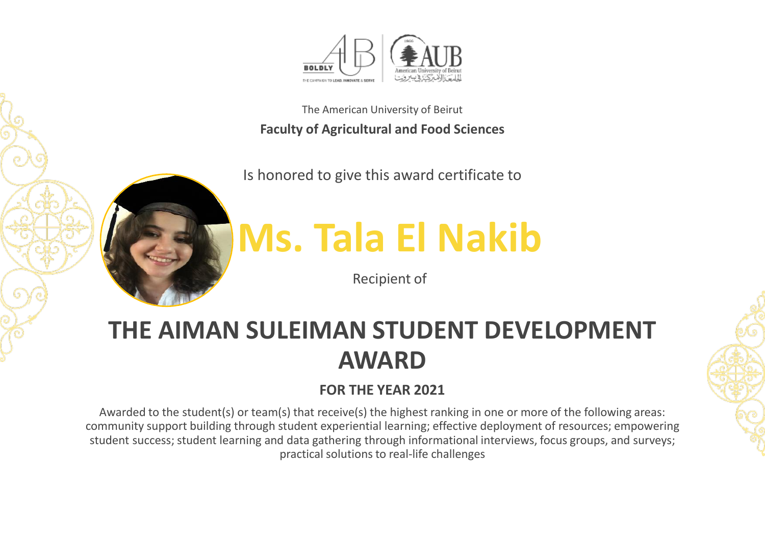The American University of Beirut

**Faculty of Agricultural and Food Sciences**

Is honored to give this award certificate to

# Ms. Tala El Nakib

Recipient of

## THE AIMAN SULEIMAN STUDENT DEVELOPMENT AWARD

**FOR THE YEAR 2021**

Awarded to the student(s) or team(s) that receive(s) the highest ranking in one or more of the following areas: community support building through student experiential learning; effective deployment of resources; empowering student success; student learning and data gathering through informational interviews, focus groups, and surveys; practical solutions to real-life challenges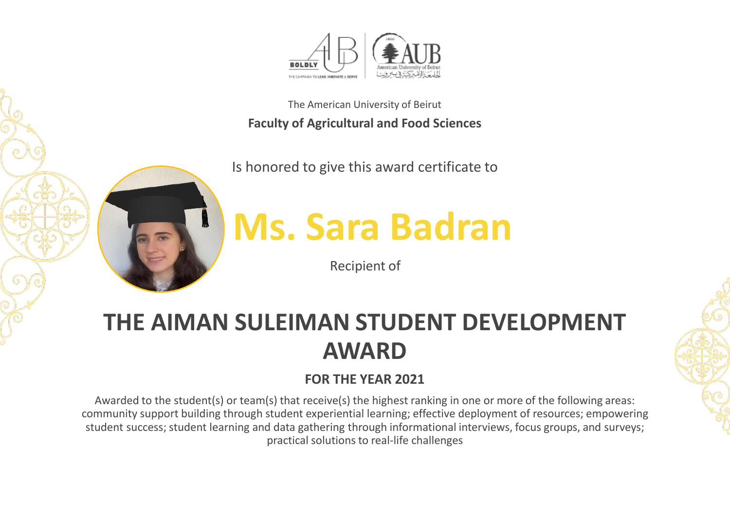The American University of Beirut

**Faculty of Agricultural and Food Sciences**

Is honored to give this award certificate to

# Ms. Sara Badran

Recipient of

# THE AIMAN SULEIMAN STUDENT DEVELOPMENT AWARD

**FOR THE YEAR 2021**

Awarded to the student(s) or team(s) that receive(s) the highest ranking in one or more of the following areas: community support building through student experiential learning; effective deployment of resources; empowering student success; student learning and data gathering through informational interviews, focus groups, and surveys; practical solutions to real-life challenges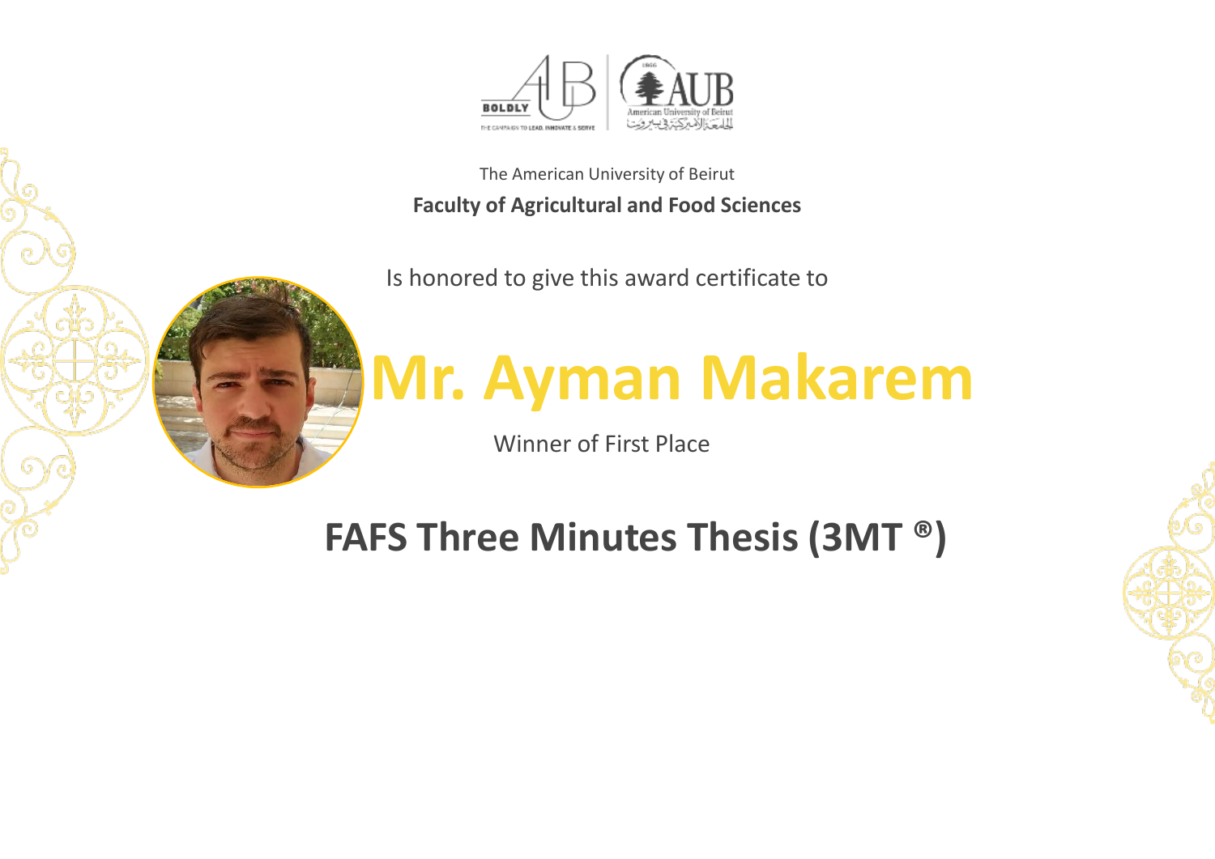The American University of Beirut

**Faculty of Agricultural and Food Sciences**

Is honored to give this award certificate to

# Mr. Ayman Makarem

Winner of First Place

## FAFS Three Minutes Thesis (3MT ®)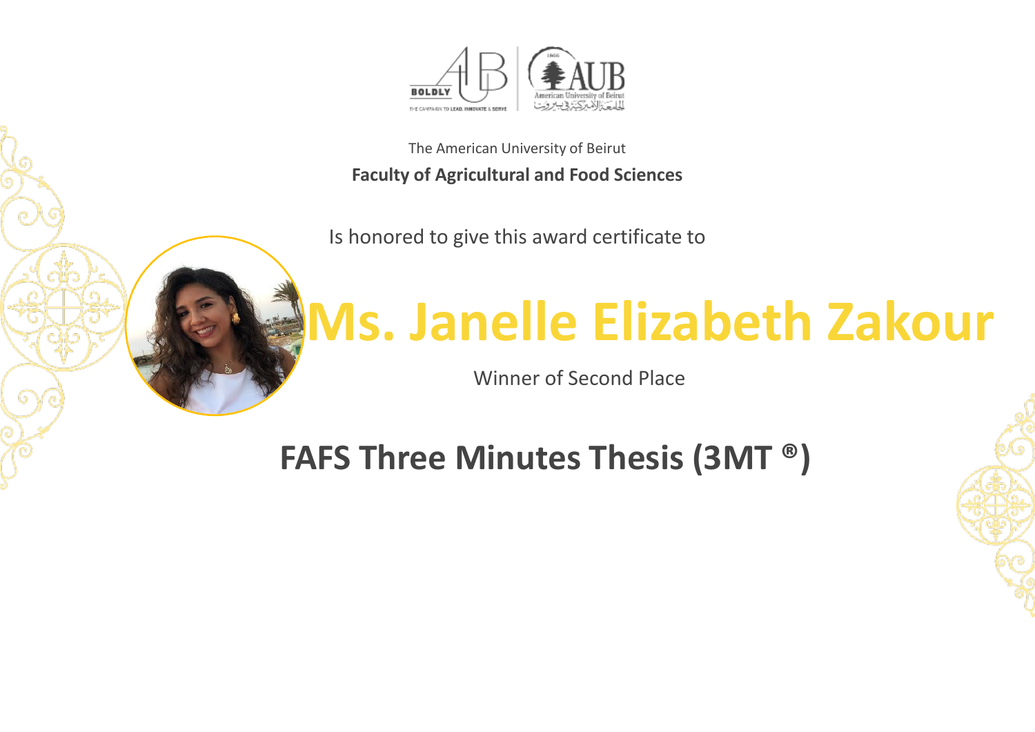The American University of Beirut

**Faculty of Agricultural and Food Sciences**

Is honored to give this award certificate to

# Ms. Janelle Elizabeth Zakour

Winner of Second Place

## FAFS Three Minutes Thesis (3MT ®)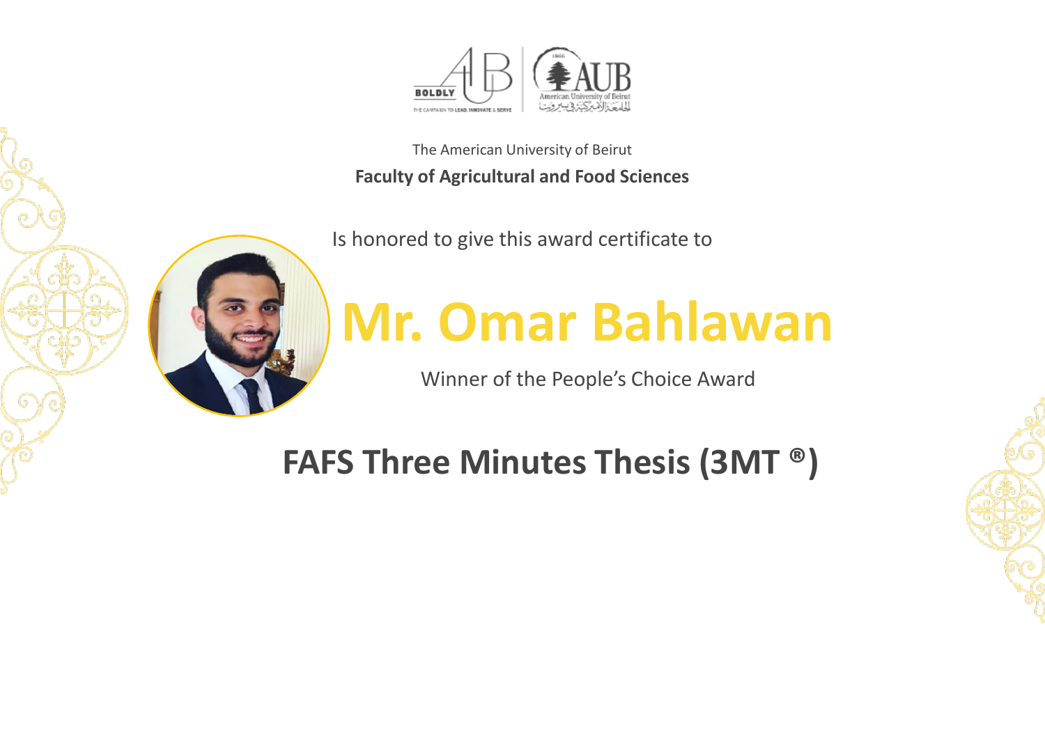The American University of Beirut

**Faculty of Agricultural and Food Sciences**

Is honored to give this award certificate to

# Mr. Omar Bahlawan

Winner of the People's Choice Award

## FAFS Three Minutes Thesis (3MT ®)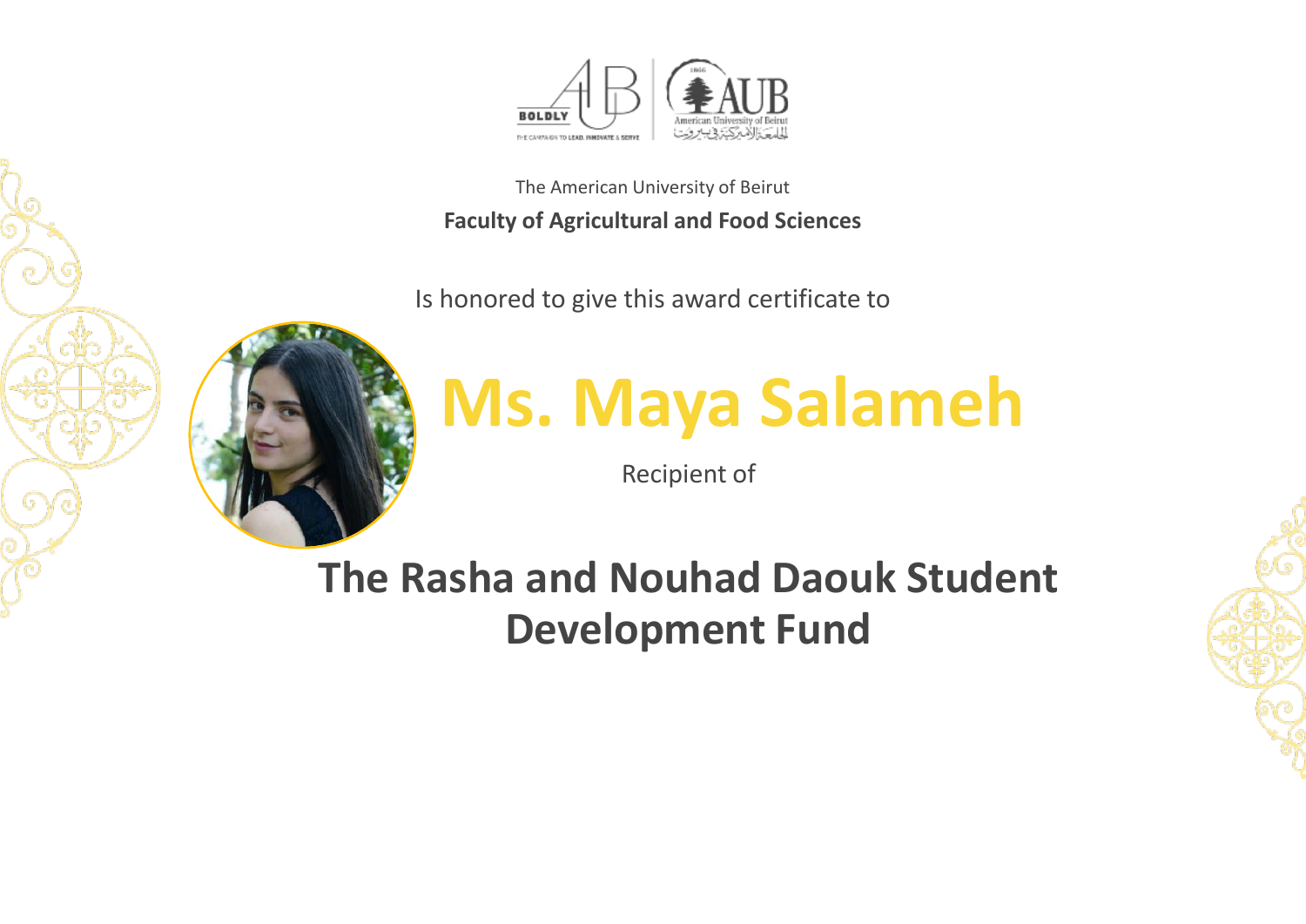The American University of Beirut

**Faculty of Agricultural and Food Sciences**

Is honored to give this award certificate to

# Ms. Maya Salameh

Recipient of

## The Rasha and Nouhad Daouk Student Development Fund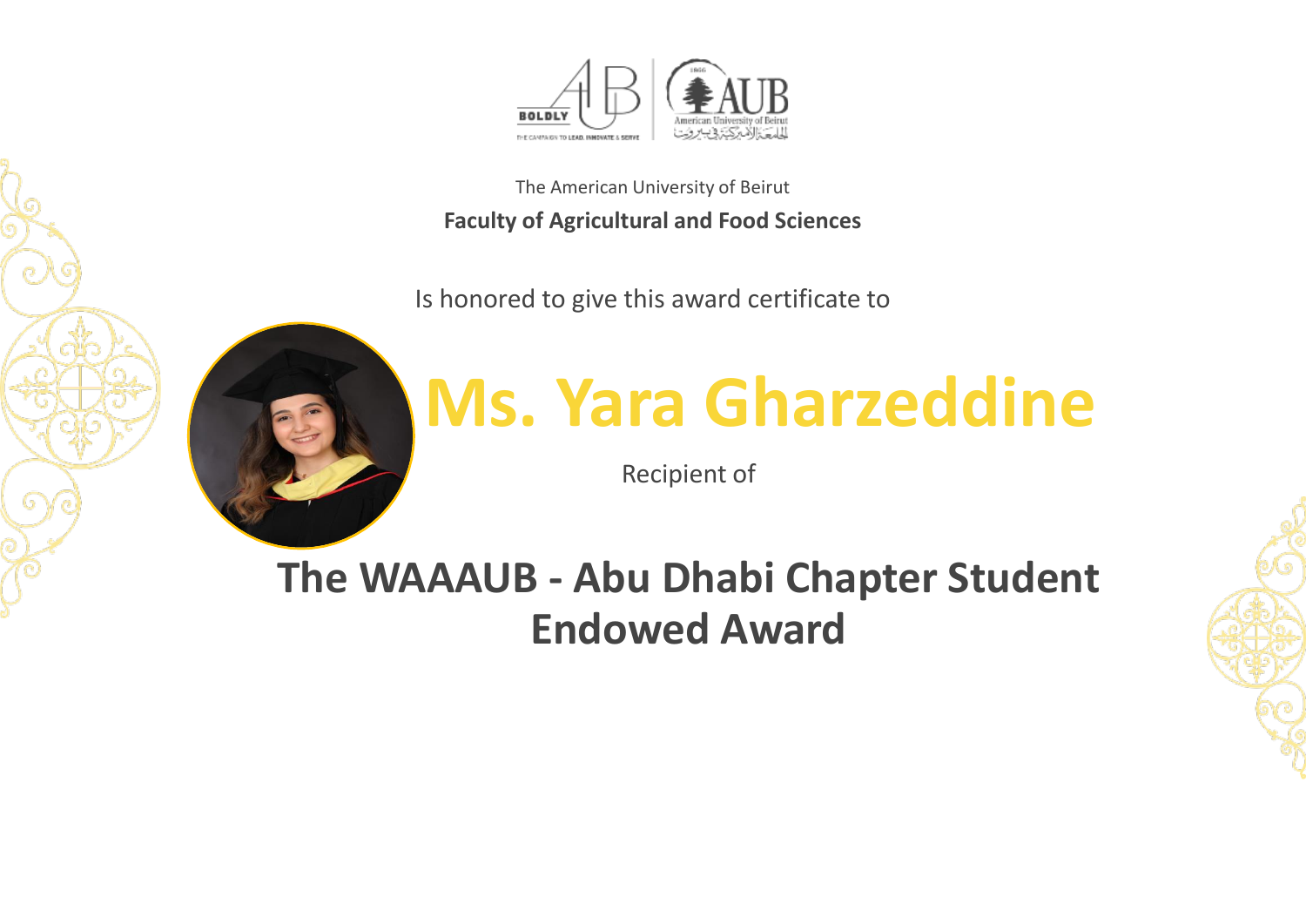The American University of Beirut

**Faculty of Agricultural and Food Sciences**

Is honored to give this award certificate to

# Ms. Yara Gharzeddine

Recipient of

## The WAAAUB - Abu Dhabi Chapter Student Endowed Award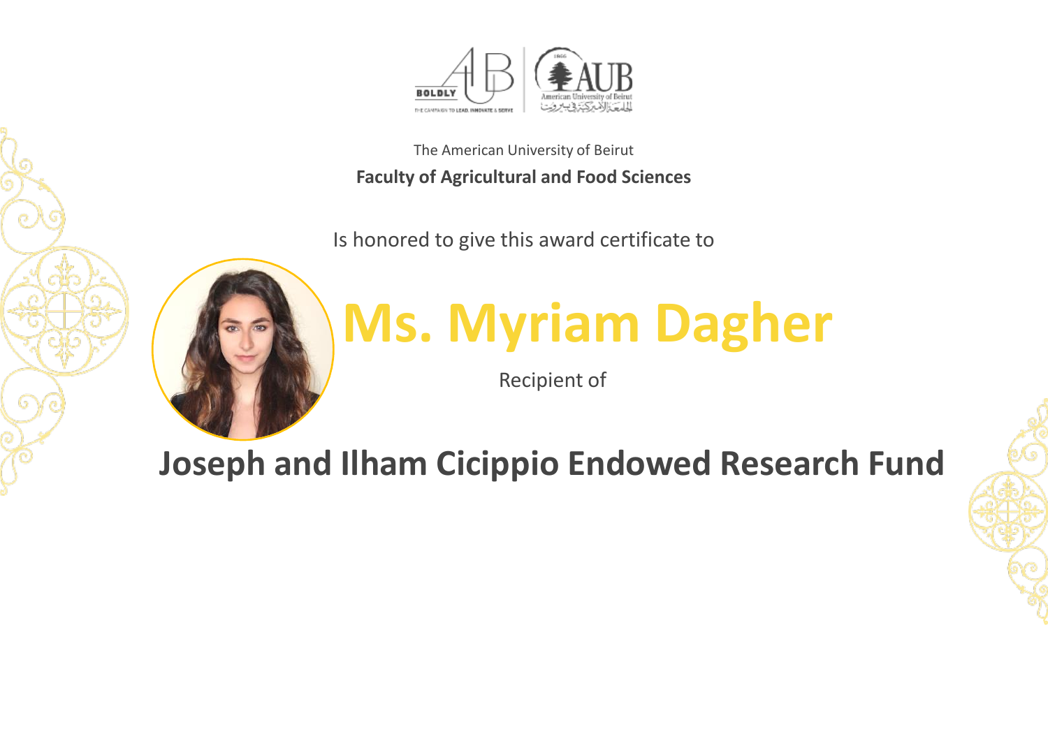The American University of Beirut

**Faculty of Agricultural and Food Sciences**

Is honored to give this award certificate to

# Ms. Myriam Dagher

Recipient of

## Joseph and Ilham Cicippio Endowed Research Fund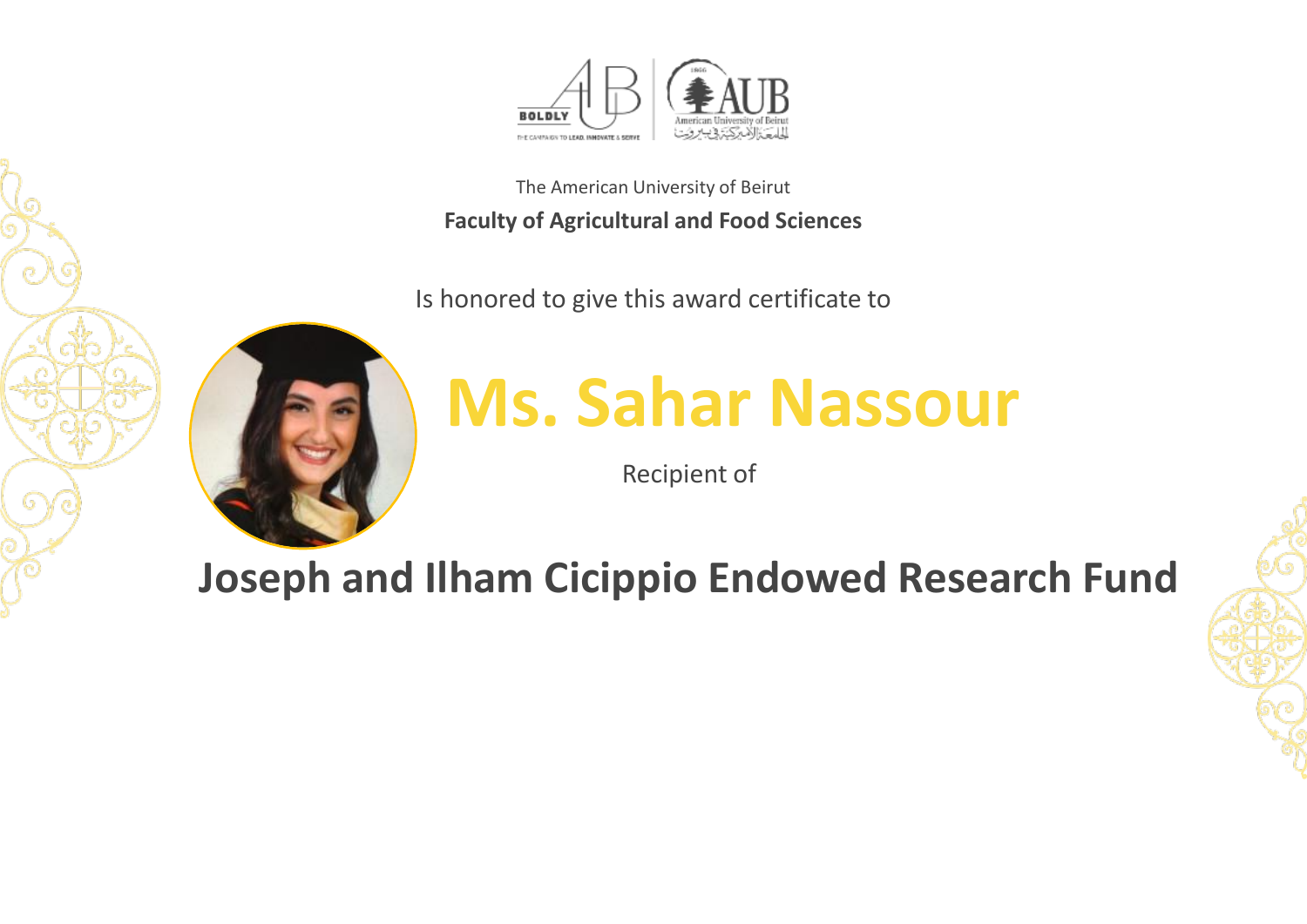The American University of Beirut

**Faculty of Agricultural and Food Sciences**

Is honored to give this award certificate to

# Ms. Sahar Nassour

Recipient of

## Joseph and Ilham Cicippio Endowed Research Fund